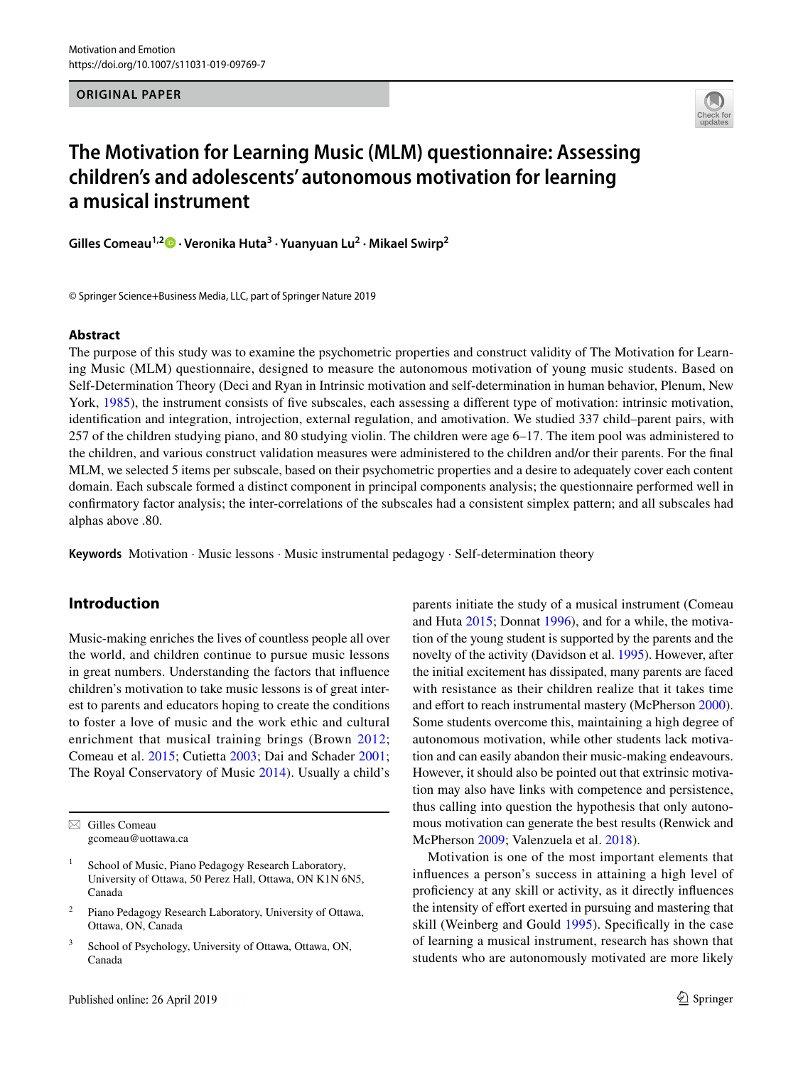ORIGINAL PAPER

# The Motivation for Learning Music (MLM) questionnaire: Assessing children's and adolescents' autonomous motivation for learning a musical instrument

**Gilles Comeau**[1,2] · **Veronika Huta**[3] · **Yuanyuan Lu**[2] · **Mikael Swirp**[2]

© Springer Science+Business Media, LLC, part of Springer Nature 2019

## Abstract

The purpose of this study was to examine the psychometric properties and construct validity of The Motivation for Learning Music (MLM) questionnaire, designed to measure the autonomous motivation of young music students. Based on Self-Determination Theory (Deci and Ryan in Intrinsic motivation and self-determination in human behavior, Plenum, New York, 1985), the instrument consists of five subscales, each assessing a different type of motivation: intrinsic motivation, identification and integration, introjection, external regulation, and amotivation. We studied 337 child–parent pairs, with 257 of the children studying piano, and 80 studying violin. The children were age 6–17. The item pool was administered to the children, and various construct validation measures were administered to the children and/or their parents. For the final MLM, we selected 5 items per subscale, based on their psychometric properties and a desire to adequately cover each content domain. Each subscale formed a distinct component in principal components analysis; the questionnaire performed well in confirmatory factor analysis; the inter-correlations of the subscales had a consistent simplex pattern; and all subscales had alphas above .80.

**Keywords** Motivation · Music lessons · Music instrumental pedagogy · Self-determination theory

## Introduction

Music-making enriches the lives of countless people all over the world, and children continue to pursue music lessons in great numbers. Understanding the factors that influence children's motivation to take music lessons is of great interest to parents and educators hoping to create the conditions to foster a love of music and the work ethic and cultural enrichment that musical training brings (Brown 2012; Comeau et al. 2015; Cutietta 2003; Dai and Schader 2001; The Royal Conservatory of Music 2014). Usually a child's parents initiate the study of a musical instrument (Comeau and Huta 2015; Donnat 1996), and for a while, the motivation of the young student is supported by the parents and the novelty of the activity (Davidson et al. 1995). However, after the initial excitement has dissipated, many parents are faced with resistance as their children realize that it takes time and effort to reach instrumental mastery (McPherson 2000). Some students overcome this, maintaining a high degree of autonomous motivation, while other students lack motivation and can easily abandon their music-making endeavours. However, it should also be pointed out that extrinsic motivation may also have links with competence and persistence, thus calling into question the hypothesis that only autonomous motivation can generate the best results (Renwick and McPherson 2009; Valenzuela et al. 2018).

Motivation is one of the most important elements that influences a person's success in attaining a high level of proficiency at any skill or activity, as it directly influences the intensity of effort exerted in pursuing and mastering that skill (Weinberg and Gould 1995). Specifically in the case of learning a musical instrument, research has shown that students who are autonomously motivated are more likely

---

✉ Gilles Comeau
gcomeau@uottawa.ca

[1] School of Music, Piano Pedagogy Research Laboratory, University of Ottawa, 50 Perez Hall, Ottawa, ON K1N 6N5, Canada

[2] Piano Pedagogy Research Laboratory, University of Ottawa, Ottawa, ON, Canada

[3] School of Psychology, University of Ottawa, Ottawa, ON, Canada

Published online: 26 April 2019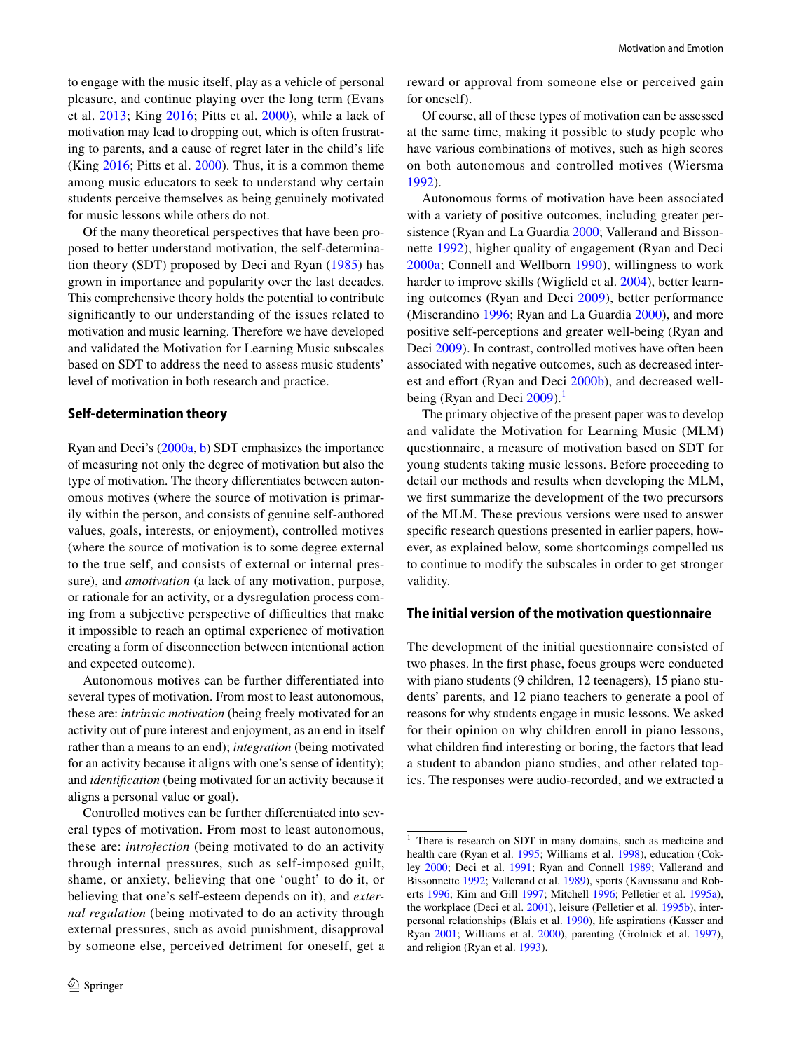to engage with the music itself, play as a vehicle of personal pleasure, and continue playing over the long term (Evans et al. 2013; King 2016; Pitts et al. 2000), while a lack of motivation may lead to dropping out, which is often frustrating to parents, and a cause of regret later in the child's life (King 2016; Pitts et al. 2000). Thus, it is a common theme among music educators to seek to understand why certain students perceive themselves as being genuinely motivated for music lessons while others do not.

Of the many theoretical perspectives that have been proposed to better understand motivation, the self-determination theory (SDT) proposed by Deci and Ryan (1985) has grown in importance and popularity over the last decades. This comprehensive theory holds the potential to contribute significantly to our understanding of the issues related to motivation and music learning. Therefore we have developed and validated the Motivation for Learning Music subscales based on SDT to address the need to assess music students' level of motivation in both research and practice.

## Self-determination theory

Ryan and Deci's (2000a, b) SDT emphasizes the importance of measuring not only the degree of motivation but also the type of motivation. The theory differentiates between autonomous motives (where the source of motivation is primarily within the person, and consists of genuine self-authored values, goals, interests, or enjoyment), controlled motives (where the source of motivation is to some degree external to the true self, and consists of external or internal pressure), and *amotivation* (a lack of any motivation, purpose, or rationale for an activity, or a dysregulation process coming from a subjective perspective of difficulties that make it impossible to reach an optimal experience of motivation creating a form of disconnection between intentional action and expected outcome).

Autonomous motives can be further differentiated into several types of motivation. From most to least autonomous, these are: *intrinsic motivation* (being freely motivated for an activity out of pure interest and enjoyment, as an end in itself rather than a means to an end); *integration* (being motivated for an activity because it aligns with one's sense of identity); and *identification* (being motivated for an activity because it aligns a personal value or goal).

Controlled motives can be further differentiated into several types of motivation. From most to least autonomous, these are: *introjection* (being motivated to do an activity through internal pressures, such as self-imposed guilt, shame, or anxiety, believing that one 'ought' to do it, or believing that one's self-esteem depends on it), and *external regulation* (being motivated to do an activity through external pressures, such as avoid punishment, disapproval by someone else, perceived detriment for oneself, get a reward or approval from someone else or perceived gain for oneself).

Of course, all of these types of motivation can be assessed at the same time, making it possible to study people who have various combinations of motives, such as high scores on both autonomous and controlled motives (Wiersma 1992).

Autonomous forms of motivation have been associated with a variety of positive outcomes, including greater persistence (Ryan and La Guardia 2000; Vallerand and Bissonnette 1992), higher quality of engagement (Ryan and Deci 2000a; Connell and Wellborn 1990), willingness to work harder to improve skills (Wigfield et al. 2004), better learning outcomes (Ryan and Deci 2009), better performance (Miserandino 1996; Ryan and La Guardia 2000), and more positive self-perceptions and greater well-being (Ryan and Deci 2009). In contrast, controlled motives have often been associated with negative outcomes, such as decreased interest and effort (Ryan and Deci 2000b), and decreased well-being (Ryan and Deci 2009).[1]

The primary objective of the present paper was to develop and validate the Motivation for Learning Music (MLM) questionnaire, a measure of motivation based on SDT for young students taking music lessons. Before proceeding to detail our methods and results when developing the MLM, we first summarize the development of the two precursors of the MLM. These previous versions were used to answer specific research questions presented in earlier papers, however, as explained below, some shortcomings compelled us to continue to modify the subscales in order to get stronger validity.

## The initial version of the motivation questionnaire

The development of the initial questionnaire consisted of two phases. In the first phase, focus groups were conducted with piano students (9 children, 12 teenagers), 15 piano students' parents, and 12 piano teachers to generate a pool of reasons for why students engage in music lessons. We asked for their opinion on why children enroll in piano lessons, what children find interesting or boring, the factors that lead a student to abandon piano studies, and other related topics. The responses were audio-recorded, and we extracted a

[1] There is research on SDT in many domains, such as medicine and health care (Ryan et al. 1995; Williams et al. 1998), education (Cokley 2000; Deci et al. 1991; Ryan and Connell 1989; Vallerand and Bissonnette 1992; Vallerand et al. 1989), sports (Kavussanu and Roberts 1996; Kim and Gill 1997; Mitchell 1996; Pelletier et al. 1995a), the workplace (Deci et al. 2001), leisure (Pelletier et al. 1995b), interpersonal relationships (Blais et al. 1990), life aspirations (Kasser and Ryan 2001; Williams et al. 2000), parenting (Grolnick et al. 1997), and religion (Ryan et al. 1993).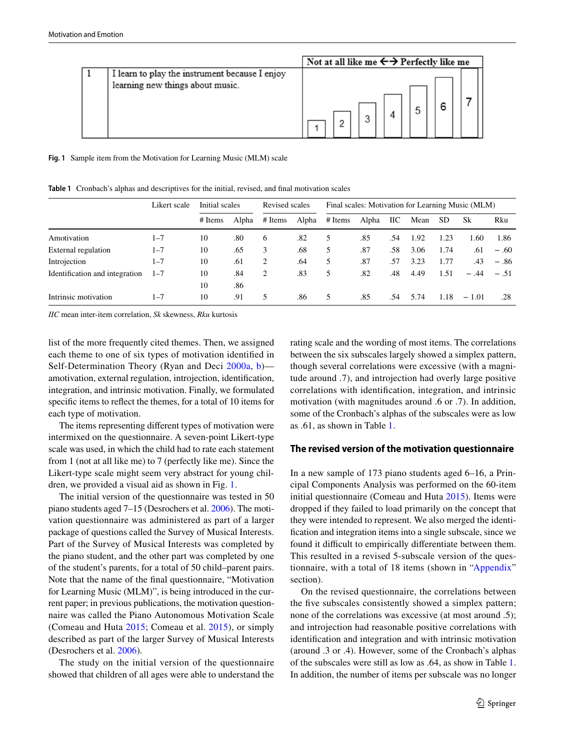| 1 | I learn to play the instrument because I enjoy learning new things about music. | Not at all like me ←→ Perfectly like me: 1 2 3 4 5 6 7 |
|---|---|---|

**Fig. 1** Sample item from the Motivation for Learning Music (MLM) scale

**Table 1** Cronbach's alphas and descriptives for the initial, revised, and final motivation scales

| | Likert scale | Initial scales | | Revised scales | | Final scales: Motivation for Learning Music (MLM) | | | | | | |
|---|---|---|---|---|---|---|---|---|---|---|---|---|
| | | # Items | Alpha | # Items | Alpha | # Items | Alpha | IIC | Mean | SD | Sk | Rku |
| Amotivation | 1–7 | 10 | .80 | 6 | .82 | 5 | .85 | .54 | 1.92 | 1.23 | 1.60 | 1.86 |
| External regulation | 1–7 | 10 | .65 | 3 | .68 | 5 | .87 | .58 | 3.06 | 1.74 | .61 | − .60 |
| Introjection | 1–7 | 10 | .61 | 2 | .64 | 5 | .87 | .57 | 3.23 | 1.77 | .43 | − .86 |
| Identification and integration | 1–7 | 10 | .84 | 2 | .83 | 5 | .82 | .48 | 4.49 | 1.51 | − .44 | − .51 |
| | | 10 | .86 | | | | | | | | | |
| Intrinsic motivation | 1–7 | 10 | .91 | 5 | .86 | 5 | .85 | .54 | 5.74 | 1.18 | − 1.01 | .28 |

*IIC* mean inter-item correlation, *Sk* skewness, *Rku* kurtosis

list of the more frequently cited themes. Then, we assigned each theme to one of six types of motivation identified in Self-Determination Theory (Ryan and Deci 2000a, b)—amotivation, external regulation, introjection, identification, integration, and intrinsic motivation. Finally, we formulated specific items to reflect the themes, for a total of 10 items for each type of motivation.

The items representing different types of motivation were intermixed on the questionnaire. A seven-point Likert-type scale was used, in which the child had to rate each statement from 1 (not at all like me) to 7 (perfectly like me). Since the Likert-type scale might seem very abstract for young children, we provided a visual aid as shown in Fig. 1.

The initial version of the questionnaire was tested in 50 piano students aged 7–15 (Desrochers et al. 2006). The motivation questionnaire was administered as part of a larger package of questions called the Survey of Musical Interests. Part of the Survey of Musical Interests was completed by the piano student, and the other part was completed by one of the student's parents, for a total of 50 child–parent pairs. Note that the name of the final questionnaire, "Motivation for Learning Music (MLM)", is being introduced in the current paper; in previous publications, the motivation questionnaire was called the Piano Autonomous Motivation Scale (Comeau and Huta 2015; Comeau et al. 2015), or simply described as part of the larger Survey of Musical Interests (Desrochers et al. 2006).

The study on the initial version of the questionnaire showed that children of all ages were able to understand the rating scale and the wording of most items. The correlations between the six subscales largely showed a simplex pattern, though several correlations were excessive (with a magnitude around .7), and introjection had overly large positive correlations with identification, integration, and intrinsic motivation (with magnitudes around .6 or .7). In addition, some of the Cronbach's alphas of the subscales were as low as .61, as shown in Table 1.

## The revised version of the motivation questionnaire

In a new sample of 173 piano students aged 6–16, a Principal Components Analysis was performed on the 60-item initial questionnaire (Comeau and Huta 2015). Items were dropped if they failed to load primarily on the concept that they were intended to represent. We also merged the identification and integration items into a single subscale, since we found it difficult to empirically differentiate between them. This resulted in a revised 5-subscale version of the questionnaire, with a total of 18 items (shown in "Appendix" section).

On the revised questionnaire, the correlations between the five subscales consistently showed a simplex pattern; none of the correlations was excessive (at most around .5); and introjection had reasonable positive correlations with identification and integration and with intrinsic motivation (around .3 or .4). However, some of the Cronbach's alphas of the subscales were still as low as .64, as show in Table 1. In addition, the number of items per subscale was no longer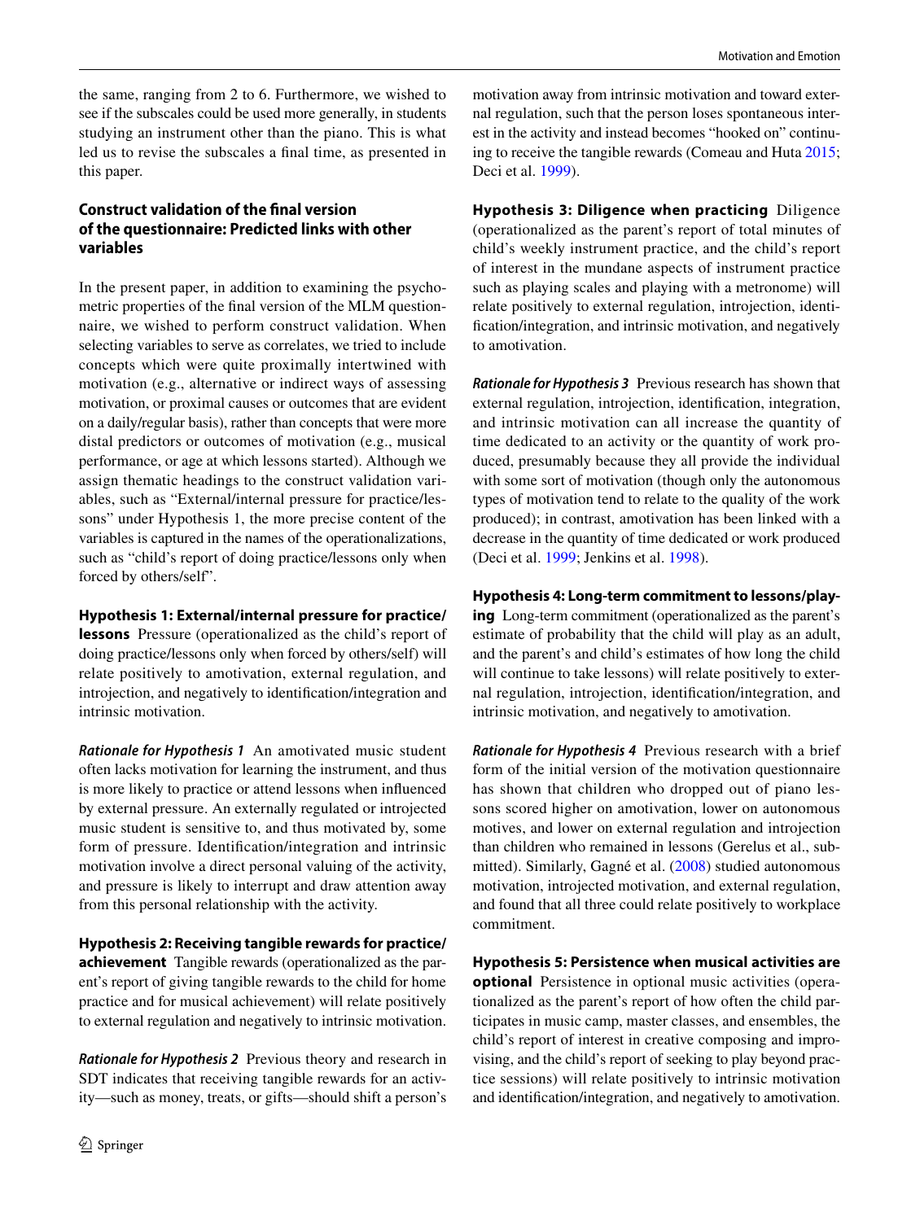the same, ranging from 2 to 6. Furthermore, we wished to see if the subscales could be used more generally, in students studying an instrument other than the piano. This is what led us to revise the subscales a final time, as presented in this paper.

## Construct validation of the final version of the questionnaire: Predicted links with other variables

In the present paper, in addition to examining the psychometric properties of the final version of the MLM questionnaire, we wished to perform construct validation. When selecting variables to serve as correlates, we tried to include concepts which were quite proximally intertwined with motivation (e.g., alternative or indirect ways of assessing motivation, or proximal causes or outcomes that are evident on a daily/regular basis), rather than concepts that were more distal predictors or outcomes of motivation (e.g., musical performance, or age at which lessons started). Although we assign thematic headings to the construct validation variables, such as "External/internal pressure for practice/lessons" under Hypothesis 1, the more precise content of the variables is captured in the names of the operationalizations, such as "child's report of doing practice/lessons only when forced by others/self".

**Hypothesis 1: External/internal pressure for practice/lessons** Pressure (operationalized as the child's report of doing practice/lessons only when forced by others/self) will relate positively to amotivation, external regulation, and introjection, and negatively to identification/integration and intrinsic motivation.

***Rationale for Hypothesis 1*** An amotivated music student often lacks motivation for learning the instrument, and thus is more likely to practice or attend lessons when influenced by external pressure. An externally regulated or introjected music student is sensitive to, and thus motivated by, some form of pressure. Identification/integration and intrinsic motivation involve a direct personal valuing of the activity, and pressure is likely to interrupt and draw attention away from this personal relationship with the activity.

**Hypothesis 2: Receiving tangible rewards for practice/achievement** Tangible rewards (operationalized as the parent's report of giving tangible rewards to the child for home practice and for musical achievement) will relate positively to external regulation and negatively to intrinsic motivation.

***Rationale for Hypothesis 2*** Previous theory and research in SDT indicates that receiving tangible rewards for an activity—such as money, treats, or gifts—should shift a person's motivation away from intrinsic motivation and toward external regulation, such that the person loses spontaneous interest in the activity and instead becomes "hooked on" continuing to receive the tangible rewards (Comeau and Huta 2015; Deci et al. 1999).

**Hypothesis 3: Diligence when practicing** Diligence (operationalized as the parent's report of total minutes of child's weekly instrument practice, and the child's report of interest in the mundane aspects of instrument practice such as playing scales and playing with a metronome) will relate positively to external regulation, introjection, identification/integration, and intrinsic motivation, and negatively to amotivation.

***Rationale for Hypothesis 3*** Previous research has shown that external regulation, introjection, identification, integration, and intrinsic motivation can all increase the quantity of time dedicated to an activity or the quantity of work produced, presumably because they all provide the individual with some sort of motivation (though only the autonomous types of motivation tend to relate to the quality of the work produced); in contrast, amotivation has been linked with a decrease in the quantity of time dedicated or work produced (Deci et al. 1999; Jenkins et al. 1998).

**Hypothesis 4: Long-term commitment to lessons/playing** Long-term commitment (operationalized as the parent's estimate of probability that the child will play as an adult, and the parent's and child's estimates of how long the child will continue to take lessons) will relate positively to external regulation, introjection, identification/integration, and intrinsic motivation, and negatively to amotivation.

***Rationale for Hypothesis 4*** Previous research with a brief form of the initial version of the motivation questionnaire has shown that children who dropped out of piano lessons scored higher on amotivation, lower on autonomous motives, and lower on external regulation and introjection than children who remained in lessons (Gerelus et al., submitted). Similarly, Gagné et al. (2008) studied autonomous motivation, introjected motivation, and external regulation, and found that all three could relate positively to workplace commitment.

**Hypothesis 5: Persistence when musical activities are optional** Persistence in optional music activities (operationalized as the parent's report of how often the child participates in music camp, master classes, and ensembles, the child's report of interest in creative composing and improvising, and the child's report of seeking to play beyond practice sessions) will relate positively to intrinsic motivation and identification/integration, and negatively to amotivation.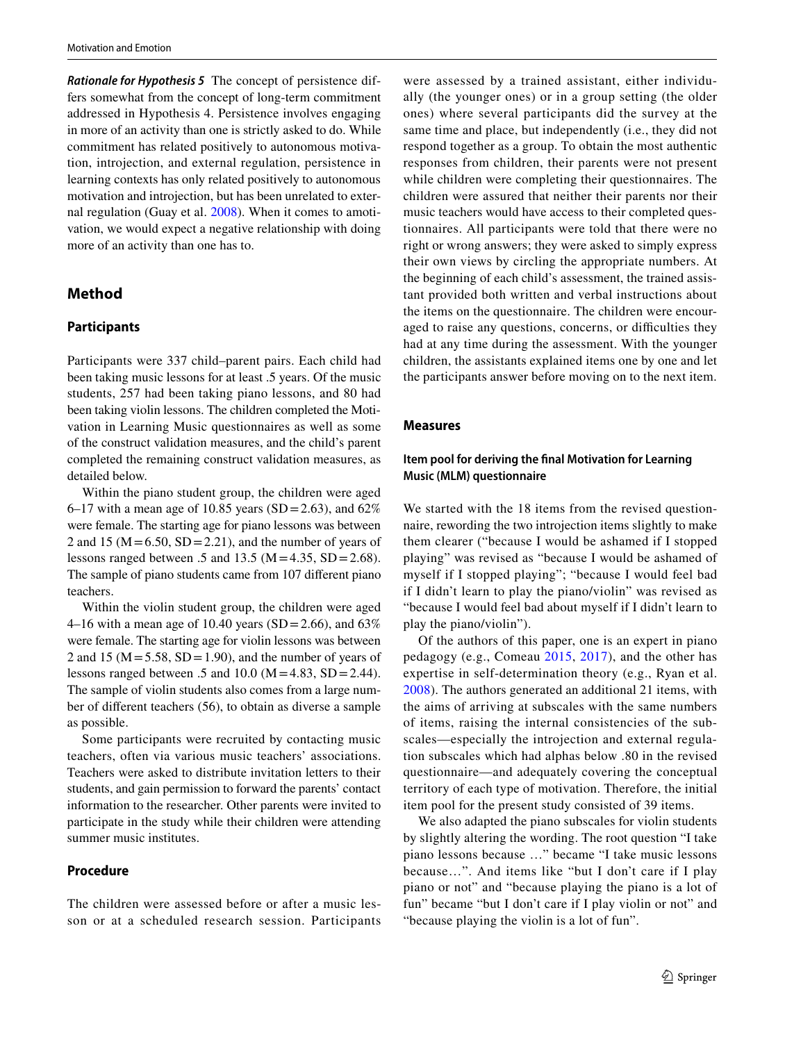***Rationale for Hypothesis 5*** The concept of persistence differs somewhat from the concept of long-term commitment addressed in Hypothesis 4. Persistence involves engaging in more of an activity than one is strictly asked to do. While commitment has related positively to autonomous motivation, introjection, and external regulation, persistence in learning contexts has only related positively to autonomous motivation and introjection, but has been unrelated to external regulation (Guay et al. 2008). When it comes to amotivation, we would expect a negative relationship with doing more of an activity than one has to.

## Method

### Participants

Participants were 337 child–parent pairs. Each child had been taking music lessons for at least .5 years. Of the music students, 257 had been taking piano lessons, and 80 had been taking violin lessons. The children completed the Motivation in Learning Music questionnaires as well as some of the construct validation measures, and the child's parent completed the remaining construct validation measures, as detailed below.

Within the piano student group, the children were aged 6–17 with a mean age of 10.85 years (SD = 2.63), and 62% were female. The starting age for piano lessons was between 2 and 15 (M = 6.50, SD = 2.21), and the number of years of lessons ranged between .5 and 13.5 (M = 4.35, SD = 2.68). The sample of piano students came from 107 different piano teachers.

Within the violin student group, the children were aged 4–16 with a mean age of 10.40 years (SD = 2.66), and 63% were female. The starting age for violin lessons was between 2 and 15 (M = 5.58, SD = 1.90), and the number of years of lessons ranged between .5 and 10.0 (M = 4.83, SD = 2.44). The sample of violin students also comes from a large number of different teachers (56), to obtain as diverse a sample as possible.

Some participants were recruited by contacting music teachers, often via various music teachers' associations. Teachers were asked to distribute invitation letters to their students, and gain permission to forward the parents' contact information to the researcher. Other parents were invited to participate in the study while their children were attending summer music institutes.

### Procedure

The children were assessed before or after a music lesson or at a scheduled research session. Participants were assessed by a trained assistant, either individually (the younger ones) or in a group setting (the older ones) where several participants did the survey at the same time and place, but independently (i.e., they did not respond together as a group. To obtain the most authentic responses from children, their parents were not present while children were completing their questionnaires. The children were assured that neither their parents nor their music teachers would have access to their completed questionnaires. All participants were told that there were no right or wrong answers; they were asked to simply express their own views by circling the appropriate numbers. At the beginning of each child's assessment, the trained assistant provided both written and verbal instructions about the items on the questionnaire. The children were encouraged to raise any questions, concerns, or difficulties they had at any time during the assessment. With the younger children, the assistants explained items one by one and let the participants answer before moving on to the next item.

### Measures

#### Item pool for deriving the final Motivation for Learning Music (MLM) questionnaire

We started with the 18 items from the revised questionnaire, rewording the two introjection items slightly to make them clearer ("because I would be ashamed if I stopped playing" was revised as "because I would be ashamed of myself if I stopped playing"; "because I would feel bad if I didn't learn to play the piano/violin" was revised as "because I would feel bad about myself if I didn't learn to play the piano/violin").

Of the authors of this paper, one is an expert in piano pedagogy (e.g., Comeau 2015, 2017), and the other has expertise in self-determination theory (e.g., Ryan et al. 2008). The authors generated an additional 21 items, with the aims of arriving at subscales with the same numbers of items, raising the internal consistencies of the subscales—especially the introjection and external regulation subscales which had alphas below .80 in the revised questionnaire—and adequately covering the conceptual territory of each type of motivation. Therefore, the initial item pool for the present study consisted of 39 items.

We also adapted the piano subscales for violin students by slightly altering the wording. The root question "I take piano lessons because …" became "I take music lessons because…". And items like "but I don't care if I play piano or not" and "because playing the piano is a lot of fun" became "but I don't care if I play violin or not" and "because playing the violin is a lot of fun".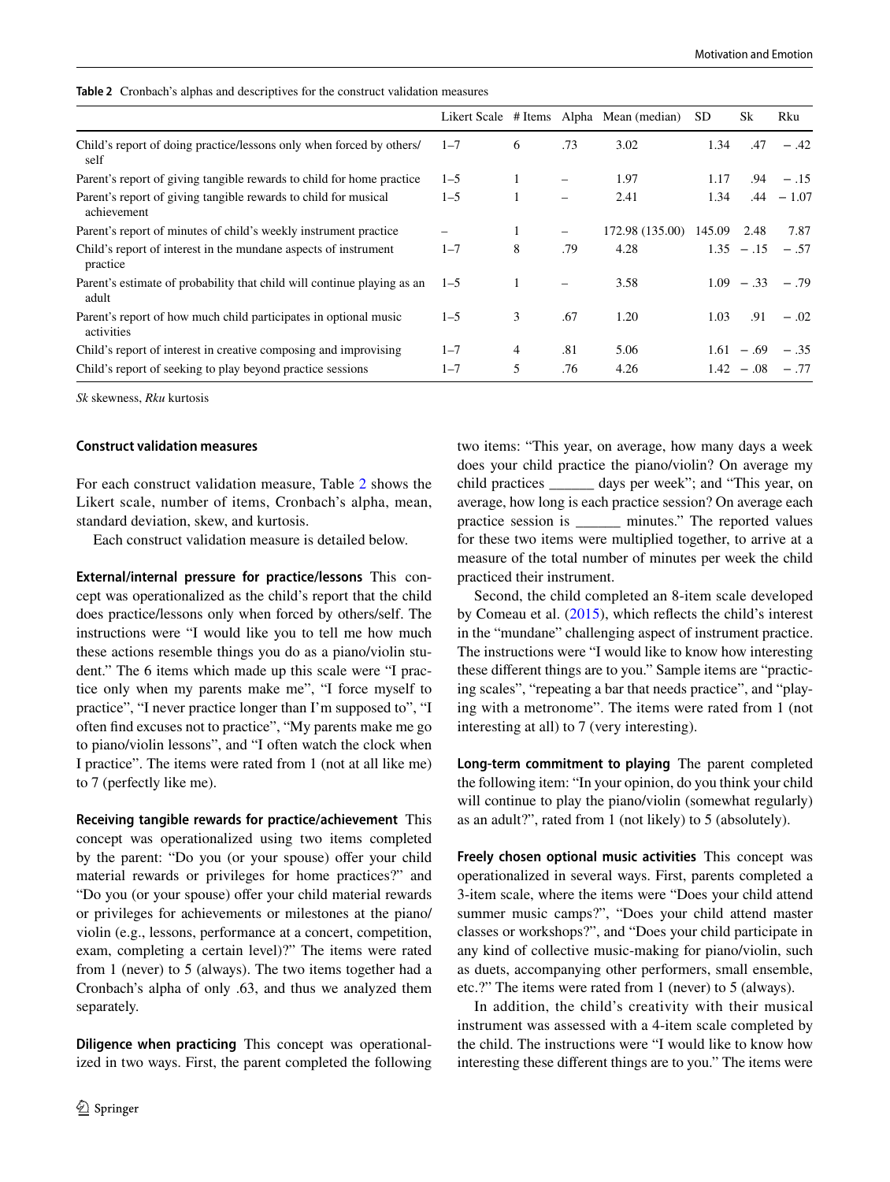**Table 2** Cronbach's alphas and descriptives for the construct validation measures

| | Likert Scale | # Items | Alpha | Mean (median) | SD | Sk | Rku |
|---|---|---|---|---|---|---|---|
| Child's report of doing practice/lessons only when forced by others/self | 1–7 | 6 | .73 | 3.02 | 1.34 | .47 | − .42 |
| Parent's report of giving tangible rewards to child for home practice | 1–5 | 1 | – | 1.97 | 1.17 | .94 | − .15 |
| Parent's report of giving tangible rewards to child for musical achievement | 1–5 | 1 | – | 2.41 | 1.34 | .44 | − 1.07 |
| Parent's report of minutes of child's weekly instrument practice | – | 1 | – | 172.98 (135.00) | 145.09 | 2.48 | 7.87 |
| Child's report of interest in the mundane aspects of instrument practice | 1–7 | 8 | .79 | 4.28 | 1.35 | − .15 | − .57 |
| Parent's estimate of probability that child will continue playing as an adult | 1–5 | 1 | – | 3.58 | 1.09 | − .33 | − .79 |
| Parent's report of how much child participates in optional music activities | 1–5 | 3 | .67 | 1.20 | 1.03 | .91 | − .02 |
| Child's report of interest in creative composing and improvising | 1–7 | 4 | .81 | 5.06 | 1.61 | − .69 | − .35 |
| Child's report of seeking to play beyond practice sessions | 1–7 | 5 | .76 | 4.26 | 1.42 | − .08 | − .77 |

*Sk* skewness, *Rku* kurtosis

#### Construct validation measures

For each construct validation measure, Table 2 shows the Likert scale, number of items, Cronbach's alpha, mean, standard deviation, skew, and kurtosis.

Each construct validation measure is detailed below.

**External/internal pressure for practice/lessons** This concept was operationalized as the child's report that the child does practice/lessons only when forced by others/self. The instructions were "I would like you to tell me how much these actions resemble things you do as a piano/violin student." The 6 items which made up this scale were "I practice only when my parents make me", "I force myself to practice", "I never practice longer than I'm supposed to", "I often find excuses not to practice", "My parents make me go to piano/violin lessons", and "I often watch the clock when I practice". The items were rated from 1 (not at all like me) to 7 (perfectly like me).

**Receiving tangible rewards for practice/achievement** This concept was operationalized using two items completed by the parent: "Do you (or your spouse) offer your child material rewards or privileges for home practices?" and "Do you (or your spouse) offer your child material rewards or privileges for achievements or milestones at the piano/violin (e.g., lessons, performance at a concert, competition, exam, completing a certain level)?" The items were rated from 1 (never) to 5 (always). The two items together had a Cronbach's alpha of only .63, and thus we analyzed them separately.

**Diligence when practicing** This concept was operationalized in two ways. First, the parent completed the following two items: "This year, on average, how many days a week does your child practice the piano/violin? On average my child practices ______ days per week"; and "This year, on average, how long is each practice session? On average each practice session is ______ minutes." The reported values for these two items were multiplied together, to arrive at a measure of the total number of minutes per week the child practiced their instrument.

Second, the child completed an 8-item scale developed by Comeau et al. (2015), which reflects the child's interest in the "mundane" challenging aspect of instrument practice. The instructions were "I would like to know how interesting these different things are to you." Sample items are "practicing scales", "repeating a bar that needs practice", and "playing with a metronome". The items were rated from 1 (not interesting at all) to 7 (very interesting).

**Long-term commitment to playing** The parent completed the following item: "In your opinion, do you think your child will continue to play the piano/violin (somewhat regularly) as an adult?", rated from 1 (not likely) to 5 (absolutely).

**Freely chosen optional music activities** This concept was operationalized in several ways. First, parents completed a 3-item scale, where the items were "Does your child attend summer music camps?", "Does your child attend master classes or workshops?", and "Does your child participate in any kind of collective music-making for piano/violin, such as duets, accompanying other performers, small ensemble, etc.?" The items were rated from 1 (never) to 5 (always).

In addition, the child's creativity with their musical instrument was assessed with a 4-item scale completed by the child. The instructions were "I would like to know how interesting these different things are to you." The items were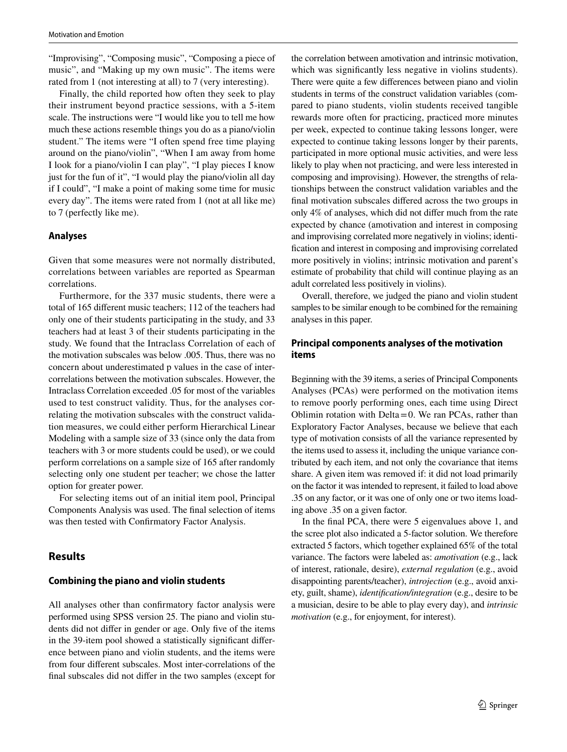"Improvising", "Composing music", "Composing a piece of music", and "Making up my own music". The items were rated from 1 (not interesting at all) to 7 (very interesting).

Finally, the child reported how often they seek to play their instrument beyond practice sessions, with a 5-item scale. The instructions were "I would like you to tell me how much these actions resemble things you do as a piano/violin student." The items were "I often spend free time playing around on the piano/violin", "When I am away from home I look for a piano/violin I can play", "I play pieces I know just for the fun of it", "I would play the piano/violin all day if I could", "I make a point of making some time for music every day". The items were rated from 1 (not at all like me) to 7 (perfectly like me).

### Analyses

Given that some measures were not normally distributed, correlations between variables are reported as Spearman correlations.

Furthermore, for the 337 music students, there were a total of 165 different music teachers; 112 of the teachers had only one of their students participating in the study, and 33 teachers had at least 3 of their students participating in the study. We found that the Intraclass Correlation of each of the motivation subscales was below .005. Thus, there was no concern about underestimated p values in the case of inter-correlations between the motivation subscales. However, the Intraclass Correlation exceeded .05 for most of the variables used to test construct validity. Thus, for the analyses correlating the motivation subscales with the construct validation measures, we could either perform Hierarchical Linear Modeling with a sample size of 33 (since only the data from teachers with 3 or more students could be used), or we could perform correlations on a sample size of 165 after randomly selecting only one student per teacher; we chose the latter option for greater power.

For selecting items out of an initial item pool, Principal Components Analysis was used. The final selection of items was then tested with Confirmatory Factor Analysis.

## Results

### Combining the piano and violin students

All analyses other than confirmatory factor analysis were performed using SPSS version 25. The piano and violin students did not differ in gender or age. Only five of the items in the 39-item pool showed a statistically significant difference between piano and violin students, and the items were from four different subscales. Most inter-correlations of the final subscales did not differ in the two samples (except for the correlation between amotivation and intrinsic motivation, which was significantly less negative in violins students). There were quite a few differences between piano and violin students in terms of the construct validation variables (compared to piano students, violin students received tangible rewards more often for practicing, practiced more minutes per week, expected to continue taking lessons longer, were expected to continue taking lessons longer by their parents, participated in more optional music activities, and were less likely to play when not practicing, and were less interested in composing and improvising). However, the strengths of relationships between the construct validation variables and the final motivation subscales differed across the two groups in only 4% of analyses, which did not differ much from the rate expected by chance (amotivation and interest in composing and improvising correlated more negatively in violins; identification and interest in composing and improvising correlated more positively in violins; intrinsic motivation and parent's estimate of probability that child will continue playing as an adult correlated less positively in violins).

Overall, therefore, we judged the piano and violin student samples to be similar enough to be combined for the remaining analyses in this paper.

### Principal components analyses of the motivation items

Beginning with the 39 items, a series of Principal Components Analyses (PCAs) were performed on the motivation items to remove poorly performing ones, each time using Direct Oblimin rotation with Delta = 0. We ran PCAs, rather than Exploratory Factor Analyses, because we believe that each type of motivation consists of all the variance represented by the items used to assess it, including the unique variance contributed by each item, and not only the covariance that items share. A given item was removed if: it did not load primarily on the factor it was intended to represent, it failed to load above .35 on any factor, or it was one of only one or two items loading above .35 on a given factor.

In the final PCA, there were 5 eigenvalues above 1, and the scree plot also indicated a 5-factor solution. We therefore extracted 5 factors, which together explained 65% of the total variance. The factors were labeled as: *amotivation* (e.g., lack of interest, rationale, desire), *external regulation* (e.g., avoid disappointing parents/teacher), *introjection* (e.g., avoid anxiety, guilt, shame), *identification/integration* (e.g., desire to be a musician, desire to be able to play every day), and *intrinsic motivation* (e.g., for enjoyment, for interest).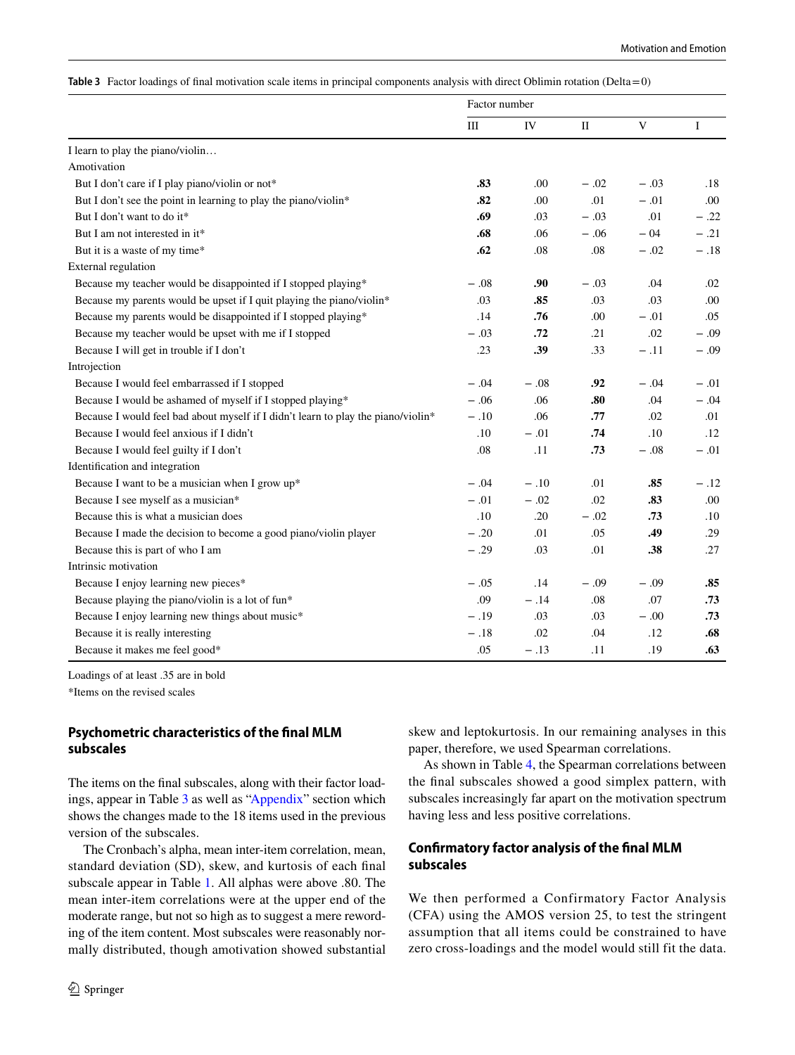**Table 3** Factor loadings of final motivation scale items in principal components analysis with direct Oblimin rotation (Delta = 0)

| | Factor number | | | | |
|---|---|---|---|---|---|
| | III | IV | II | V | I |
| I learn to play the piano/violin… | | | | | |
| Amotivation | | | | | |
| But I don't care if I play piano/violin or not* | **.83** | .00 | − .02 | − .03 | .18 |
| But I don't see the point in learning to play the piano/violin* | **.82** | .00 | .01 | − .01 | .00 |
| But I don't want to do it* | **.69** | .03 | − .03 | .01 | − .22 |
| But I am not interested in it* | **.68** | .06 | − .06 | − 04 | − .21 |
| But it is a waste of my time* | **.62** | .08 | .08 | − .02 | − .18 |
| External regulation | | | | | |
| Because my teacher would be disappointed if I stopped playing* | − .08 | **.90** | − .03 | .04 | .02 |
| Because my parents would be upset if I quit playing the piano/violin* | .03 | **.85** | .03 | .03 | .00 |
| Because my parents would be disappointed if I stopped playing* | .14 | **.76** | .00 | − .01 | .05 |
| Because my teacher would be upset with me if I stopped | − .03 | **.72** | .21 | .02 | − .09 |
| Because I will get in trouble if I don't | .23 | **.39** | .33 | − .11 | − .09 |
| Introjection | | | | | |
| Because I would feel embarrassed if I stopped | − .04 | − .08 | **.92** | − .04 | − .01 |
| Because I would be ashamed of myself if I stopped playing* | − .06 | .06 | **.80** | .04 | − .04 |
| Because I would feel bad about myself if I didn't learn to play the piano/violin* | − .10 | .06 | **.77** | .02 | .01 |
| Because I would feel anxious if I didn't | .10 | − .01 | **.74** | .10 | .12 |
| Because I would feel guilty if I don't | .08 | .11 | **.73** | − .08 | − .01 |
| Identification and integration | | | | | |
| Because I want to be a musician when I grow up* | − .04 | − .10 | .01 | **.85** | − .12 |
| Because I see myself as a musician* | − .01 | − .02 | .02 | **.83** | .00 |
| Because this is what a musician does | .10 | .20 | − .02 | **.73** | .10 |
| Because I made the decision to become a good piano/violin player | − .20 | .01 | .05 | **.49** | .29 |
| Because this is part of who I am | − .29 | .03 | .01 | **.38** | .27 |
| Intrinsic motivation | | | | | |
| Because I enjoy learning new pieces* | − .05 | .14 | − .09 | − .09 | **.85** |
| Because playing the piano/violin is a lot of fun* | .09 | − .14 | .08 | .07 | **.73** |
| Because I enjoy learning new things about music* | − .19 | .03 | .03 | − .00 | **.73** |
| Because it is really interesting | − .18 | .02 | .04 | .12 | **.68** |
| Because it makes me feel good* | .05 | − .13 | .11 | .19 | **.63** |

Loadings of at least .35 are in bold

*Items on the revised scales

## Psychometric characteristics of the final MLM subscales

The items on the final subscales, along with their factor loadings, appear in Table 3 as well as "Appendix" section which shows the changes made to the 18 items used in the previous version of the subscales.

The Cronbach's alpha, mean inter-item correlation, mean, standard deviation (SD), skew, and kurtosis of each final subscale appear in Table 1. All alphas were above .80. The mean inter-item correlations were at the upper end of the moderate range, but not so high as to suggest a mere rewording of the item content. Most subscales were reasonably normally distributed, though amotivation showed substantial skew and leptokurtosis. In our remaining analyses in this paper, therefore, we used Spearman correlations.

As shown in Table 4, the Spearman correlations between the final subscales showed a good simplex pattern, with subscales increasingly far apart on the motivation spectrum having less and less positive correlations.

## Confirmatory factor analysis of the final MLM subscales

We then performed a Confirmatory Factor Analysis (CFA) using the AMOS version 25, to test the stringent assumption that all items could be constrained to have zero cross-loadings and the model would still fit the data.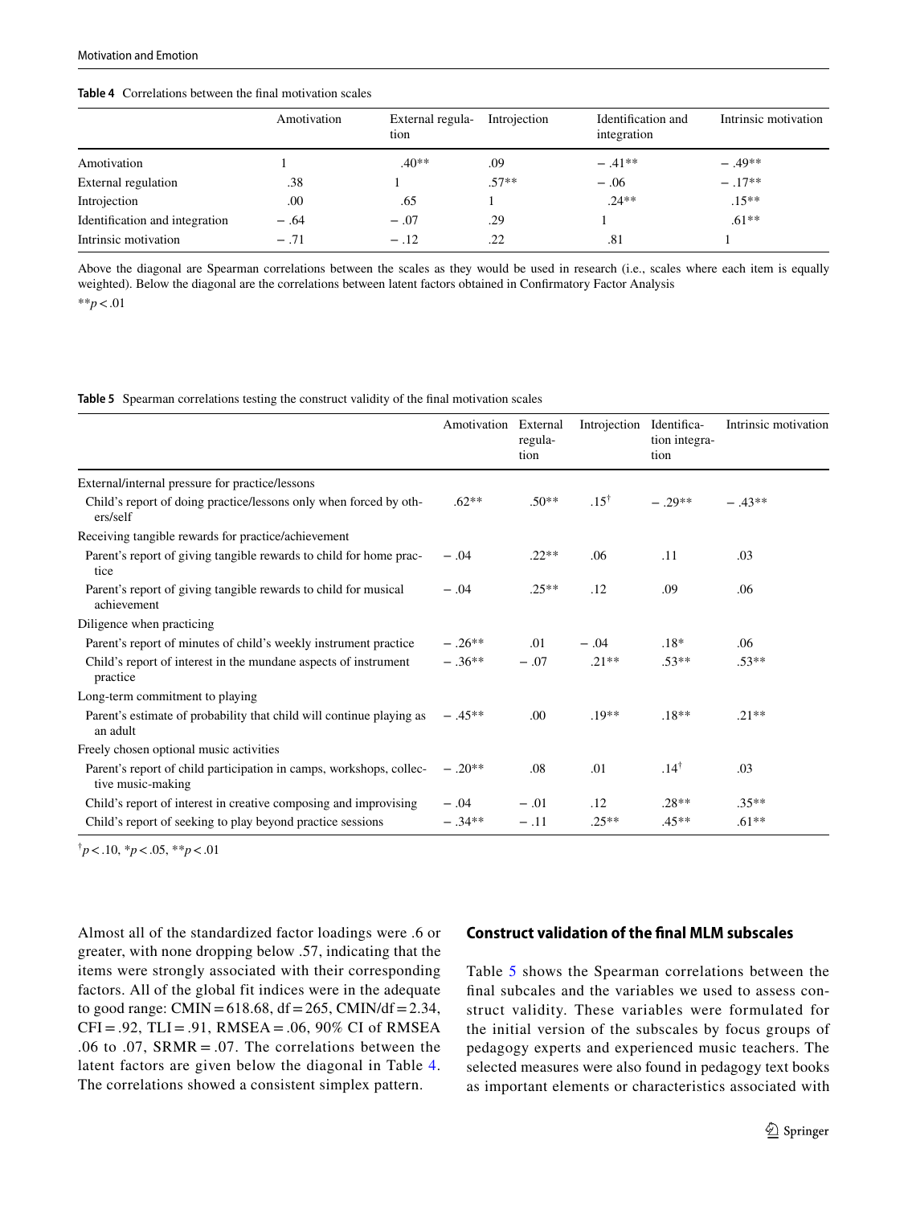**Table 4** Correlations between the final motivation scales

| | Amotivation | External regulation | Introjection | Identification and integration | Intrinsic motivation |
|---|---|---|---|---|---|
| Amotivation | 1 | .40** | .09 | − .41** | − .49** |
| External regulation | .38 | 1 | .57** | − .06 | − .17** |
| Introjection | .00 | .65 | 1 | .24** | .15** |
| Identification and integration | − .64 | − .07 | .29 | 1 | .61** |
| Intrinsic motivation | − .71 | − .12 | .22 | .81 | 1 |

Above the diagonal are Spearman correlations between the scales as they would be used in research (i.e., scales where each item is equally weighted). Below the diagonal are the correlations between latent factors obtained in Confirmatory Factor Analysis

$^{**}p < .01$

**Table 5** Spearman correlations testing the construct validity of the final motivation scales

| | Amotivation | External regulation | Introjection | Identification integration | Intrinsic motivation |
|---|---|---|---|---|---|
| External/internal pressure for practice/lessons | | | | | |
| Child's report of doing practice/lessons only when forced by others/self | .62** | .50** | .15† | − .29** | − .43** |
| Receiving tangible rewards for practice/achievement | | | | | |
| Parent's report of giving tangible rewards to child for home practice | − .04 | .22** | .06 | .11 | .03 |
| Parent's report of giving tangible rewards to child for musical achievement | − .04 | .25** | .12 | .09 | .06 |
| Diligence when practicing | | | | | |
| Parent's report of minutes of child's weekly instrument practice | − .26** | .01 | − .04 | .18* | .06 |
| Child's report of interest in the mundane aspects of instrument practice | − .36** | − .07 | .21** | .53** | .53** |
| Long-term commitment to playing | | | | | |
| Parent's estimate of probability that child will continue playing as an adult | − .45** | .00 | .19** | .18** | .21** |
| Freely chosen optional music activities | | | | | |
| Parent's report of child participation in camps, workshops, collective music-making | − .20** | .08 | .01 | .14† | .03 |
| Child's report of interest in creative composing and improvising | − .04 | − .01 | .12 | .28** | .35** |
| Child's report of seeking to play beyond practice sessions | − .34** | − .11 | .25** | .45** | .61** |

$^{\dagger}p < .10$, $^{*}p < .05$, $^{**}p < .01$

Almost all of the standardized factor loadings were .6 or greater, with none dropping below .57, indicating that the items were strongly associated with their corresponding factors. All of the global fit indices were in the adequate to good range: CMIN = 618.68, df = 265, CMIN/df = 2.34, CFI = .92, TLI = .91, RMSEA = .06, 90% CI of RMSEA .06 to .07, SRMR = .07. The correlations between the latent factors are given below the diagonal in Table 4. The correlations showed a consistent simplex pattern.

### Construct validation of the final MLM subscales

Table 5 shows the Spearman correlations between the final subcales and the variables we used to assess construct validity. These variables were formulated for the initial version of the subscales by focus groups of pedagogy experts and experienced music teachers. The selected measures were also found in pedagogy text books as important elements or characteristics associated with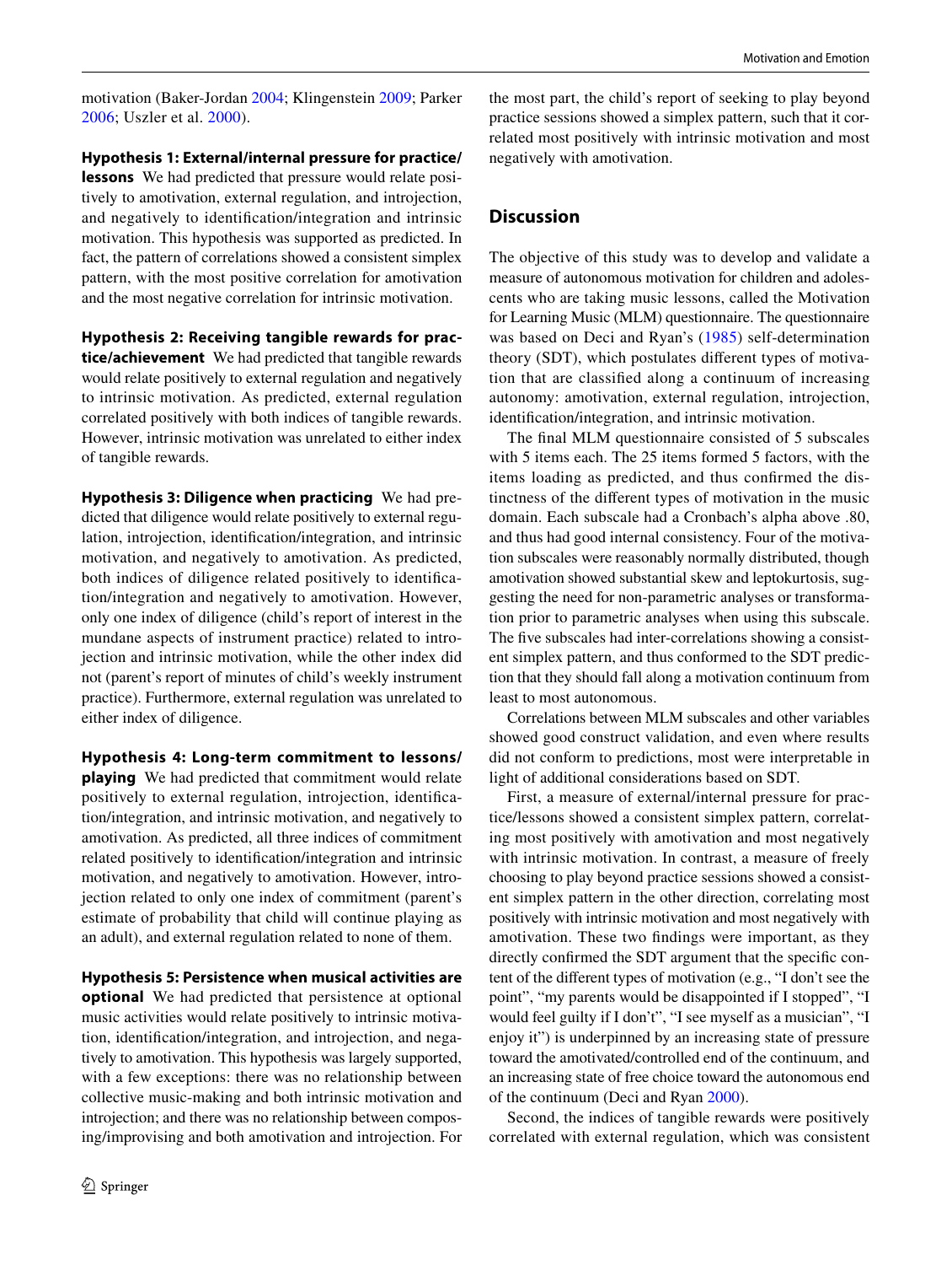motivation (Baker-Jordan 2004; Klingenstein 2009; Parker 2006; Uszler et al. 2000).

**Hypothesis 1: External/internal pressure for practice/ lessons** We had predicted that pressure would relate positively to amotivation, external regulation, and introjection, and negatively to identification/integration and intrinsic motivation. This hypothesis was supported as predicted. In fact, the pattern of correlations showed a consistent simplex pattern, with the most positive correlation for amotivation and the most negative correlation for intrinsic motivation.

**Hypothesis 2: Receiving tangible rewards for practice/achievement** We had predicted that tangible rewards would relate positively to external regulation and negatively to intrinsic motivation. As predicted, external regulation correlated positively with both indices of tangible rewards. However, intrinsic motivation was unrelated to either index of tangible rewards.

**Hypothesis 3: Diligence when practicing** We had predicted that diligence would relate positively to external regulation, introjection, identification/integration, and intrinsic motivation, and negatively to amotivation. As predicted, both indices of diligence related positively to identification/integration and negatively to amotivation. However, only one index of diligence (child's report of interest in the mundane aspects of instrument practice) related to introjection and intrinsic motivation, while the other index did not (parent's report of minutes of child's weekly instrument practice). Furthermore, external regulation was unrelated to either index of diligence.

**Hypothesis 4: Long-term commitment to lessons/ playing** We had predicted that commitment would relate positively to external regulation, introjection, identification/integration, and intrinsic motivation, and negatively to amotivation. As predicted, all three indices of commitment related positively to identification/integration and intrinsic motivation, and negatively to amotivation. However, introjection related to only one index of commitment (parent's estimate of probability that child will continue playing as an adult), and external regulation related to none of them.

**Hypothesis 5: Persistence when musical activities are optional** We had predicted that persistence at optional music activities would relate positively to intrinsic motivation, identification/integration, and introjection, and negatively to amotivation. This hypothesis was largely supported, with a few exceptions: there was no relationship between collective music-making and both intrinsic motivation and introjection; and there was no relationship between composing/improvising and both amotivation and introjection. For the most part, the child's report of seeking to play beyond practice sessions showed a simplex pattern, such that it correlated most positively with intrinsic motivation and most negatively with amotivation.

## Discussion

The objective of this study was to develop and validate a measure of autonomous motivation for children and adolescents who are taking music lessons, called the Motivation for Learning Music (MLM) questionnaire. The questionnaire was based on Deci and Ryan's (1985) self-determination theory (SDT), which postulates different types of motivation that are classified along a continuum of increasing autonomy: amotivation, external regulation, introjection, identification/integration, and intrinsic motivation.

The final MLM questionnaire consisted of 5 subscales with 5 items each. The 25 items formed 5 factors, with the items loading as predicted, and thus confirmed the distinctness of the different types of motivation in the music domain. Each subscale had a Cronbach's alpha above .80, and thus had good internal consistency. Four of the motivation subscales were reasonably normally distributed, though amotivation showed substantial skew and leptokurtosis, suggesting the need for non-parametric analyses or transformation prior to parametric analyses when using this subscale. The five subscales had inter-correlations showing a consistent simplex pattern, and thus conformed to the SDT prediction that they should fall along a motivation continuum from least to most autonomous.

Correlations between MLM subscales and other variables showed good construct validation, and even where results did not conform to predictions, most were interpretable in light of additional considerations based on SDT.

First, a measure of external/internal pressure for practice/lessons showed a consistent simplex pattern, correlating most positively with amotivation and most negatively with intrinsic motivation. In contrast, a measure of freely choosing to play beyond practice sessions showed a consistent simplex pattern in the other direction, correlating most positively with intrinsic motivation and most negatively with amotivation. These two findings were important, as they directly confirmed the SDT argument that the specific content of the different types of motivation (e.g., "I don't see the point", "my parents would be disappointed if I stopped", "I would feel guilty if I don't", "I see myself as a musician", "I enjoy it") is underpinned by an increasing state of pressure toward the amotivated/controlled end of the continuum, and an increasing state of free choice toward the autonomous end of the continuum (Deci and Ryan 2000).

Second, the indices of tangible rewards were positively correlated with external regulation, which was consistent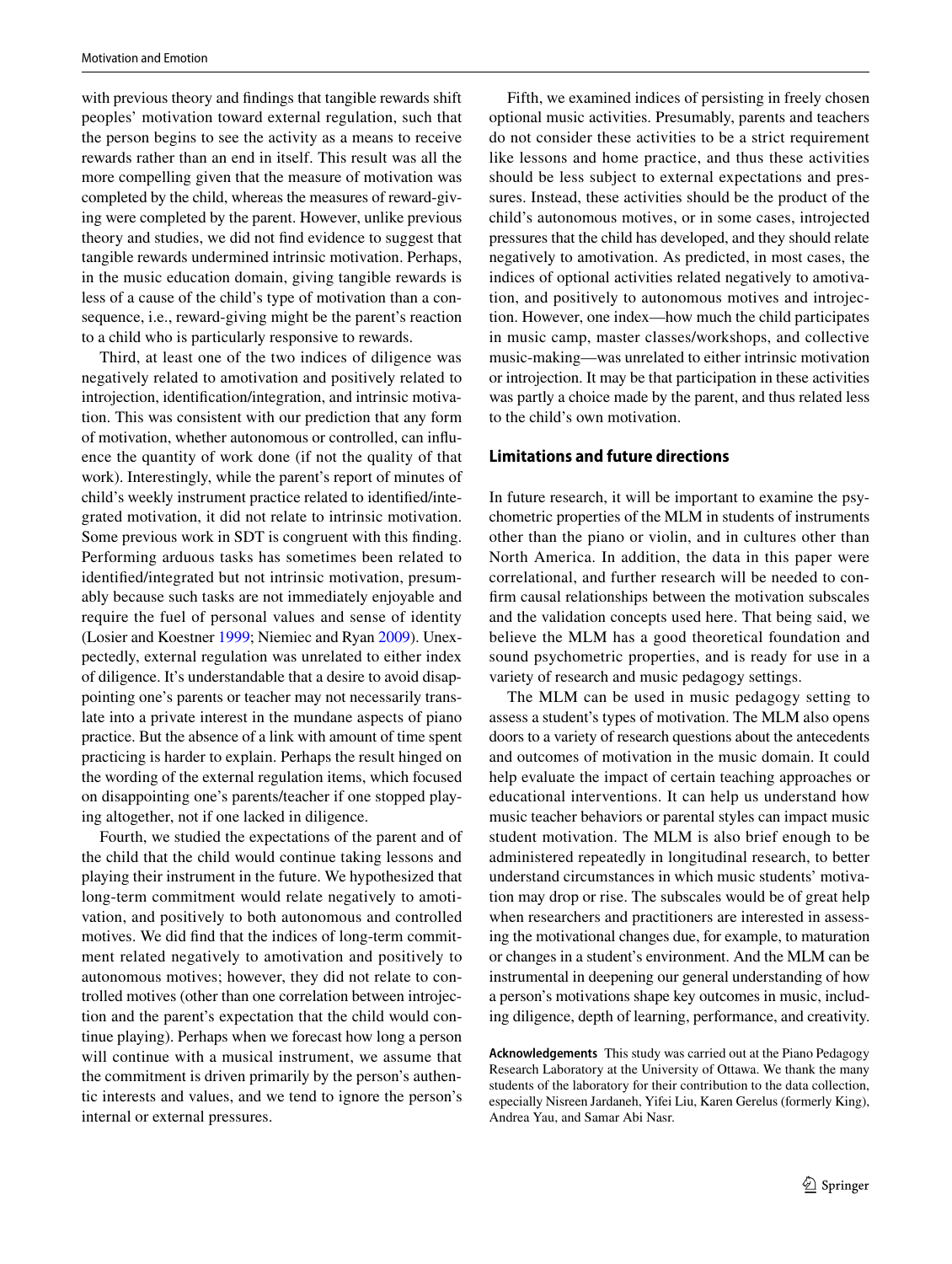with previous theory and findings that tangible rewards shift peoples' motivation toward external regulation, such that the person begins to see the activity as a means to receive rewards rather than an end in itself. This result was all the more compelling given that the measure of motivation was completed by the child, whereas the measures of reward-giving were completed by the parent. However, unlike previous theory and studies, we did not find evidence to suggest that tangible rewards undermined intrinsic motivation. Perhaps, in the music education domain, giving tangible rewards is less of a cause of the child's type of motivation than a consequence, i.e., reward-giving might be the parent's reaction to a child who is particularly responsive to rewards.

Third, at least one of the two indices of diligence was negatively related to amotivation and positively related to introjection, identification/integration, and intrinsic motivation. This was consistent with our prediction that any form of motivation, whether autonomous or controlled, can influence the quantity of work done (if not the quality of that work). Interestingly, while the parent's report of minutes of child's weekly instrument practice related to identified/integrated motivation, it did not relate to intrinsic motivation. Some previous work in SDT is congruent with this finding. Performing arduous tasks has sometimes been related to identified/integrated but not intrinsic motivation, presumably because such tasks are not immediately enjoyable and require the fuel of personal values and sense of identity (Losier and Koestner 1999; Niemiec and Ryan 2009). Unexpectedly, external regulation was unrelated to either index of diligence. It's understandable that a desire to avoid disappointing one's parents or teacher may not necessarily translate into a private interest in the mundane aspects of piano practice. But the absence of a link with amount of time spent practicing is harder to explain. Perhaps the result hinged on the wording of the external regulation items, which focused on disappointing one's parents/teacher if one stopped playing altogether, not if one lacked in diligence.

Fourth, we studied the expectations of the parent and of the child that the child would continue taking lessons and playing their instrument in the future. We hypothesized that long-term commitment would relate negatively to amotivation, and positively to both autonomous and controlled motives. We did find that the indices of long-term commitment related negatively to amotivation and positively to autonomous motives; however, they did not relate to controlled motives (other than one correlation between introjection and the parent's expectation that the child would continue playing). Perhaps when we forecast how long a person will continue with a musical instrument, we assume that the commitment is driven primarily by the person's authentic interests and values, and we tend to ignore the person's internal or external pressures.

Fifth, we examined indices of persisting in freely chosen optional music activities. Presumably, parents and teachers do not consider these activities to be a strict requirement like lessons and home practice, and thus these activities should be less subject to external expectations and pressures. Instead, these activities should be the product of the child's autonomous motives, or in some cases, introjected pressures that the child has developed, and they should relate negatively to amotivation. As predicted, in most cases, the indices of optional activities related negatively to amotivation, and positively to autonomous motives and introjection. However, one index—how much the child participates in music camp, master classes/workshops, and collective music-making—was unrelated to either intrinsic motivation or introjection. It may be that participation in these activities was partly a choice made by the parent, and thus related less to the child's own motivation.

## Limitations and future directions

In future research, it will be important to examine the psychometric properties of the MLM in students of instruments other than the piano or violin, and in cultures other than North America. In addition, the data in this paper were correlational, and further research will be needed to confirm causal relationships between the motivation subscales and the validation concepts used here. That being said, we believe the MLM has a good theoretical foundation and sound psychometric properties, and is ready for use in a variety of research and music pedagogy settings.

The MLM can be used in music pedagogy setting to assess a student's types of motivation. The MLM also opens doors to a variety of research questions about the antecedents and outcomes of motivation in the music domain. It could help evaluate the impact of certain teaching approaches or educational interventions. It can help us understand how music teacher behaviors or parental styles can impact music student motivation. The MLM is also brief enough to be administered repeatedly in longitudinal research, to better understand circumstances in which music students' motivation may drop or rise. The subscales would be of great help when researchers and practitioners are interested in assessing the motivational changes due, for example, to maturation or changes in a student's environment. And the MLM can be instrumental in deepening our general understanding of how a person's motivations shape key outcomes in music, including diligence, depth of learning, performance, and creativity.

**Acknowledgements** This study was carried out at the Piano Pedagogy Research Laboratory at the University of Ottawa. We thank the many students of the laboratory for their contribution to the data collection, especially Nisreen Jardaneh, Yifei Liu, Karen Gerelus (formerly King), Andrea Yau, and Samar Abi Nasr.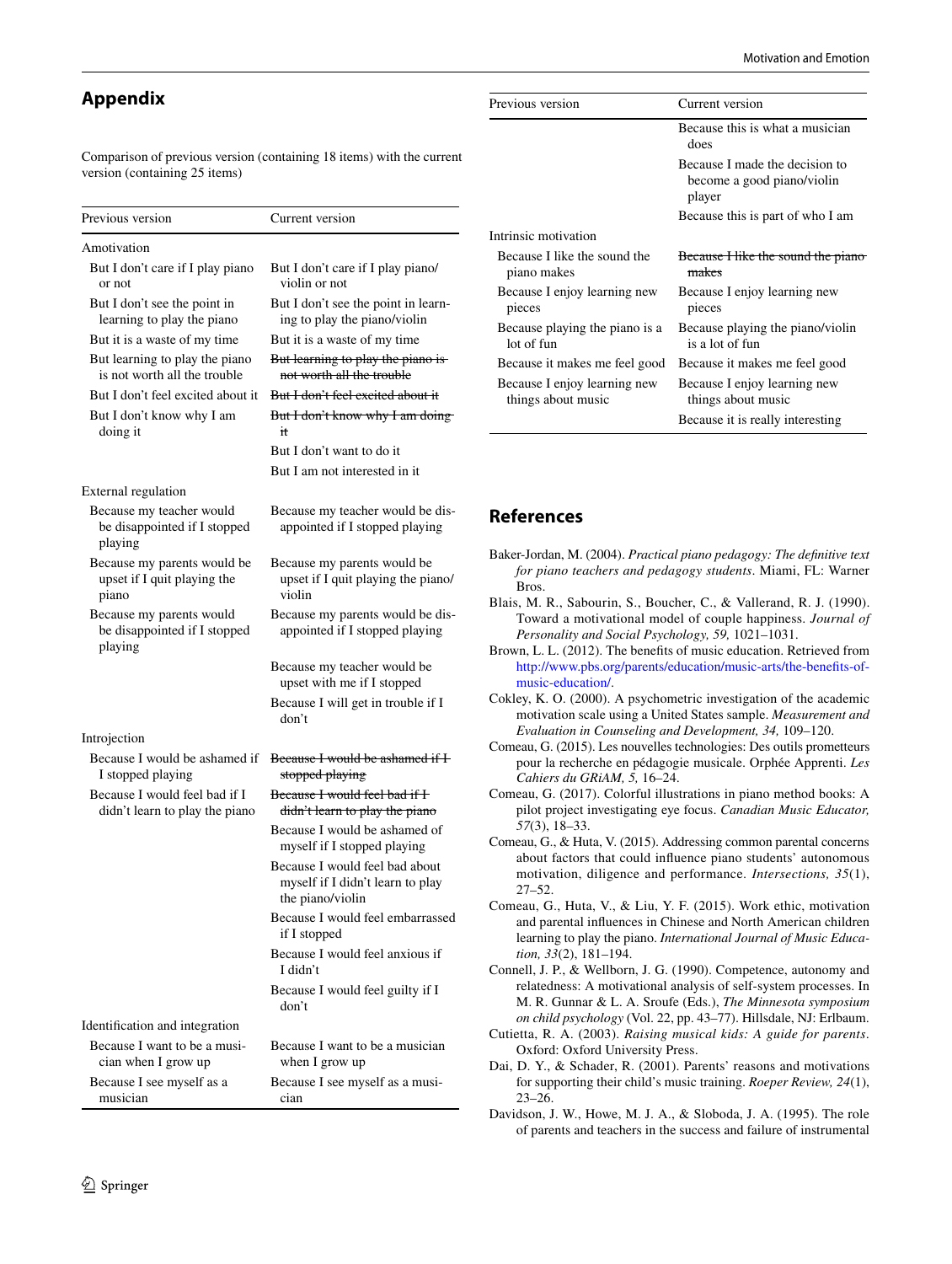## Appendix

Comparison of previous version (containing 18 items) with the current version (containing 25 items)

| Previous version | Current version |
|---|---|
| Amotivation | |
| But I don't care if I play piano or not | But I don't care if I play piano/violin or not |
| But I don't see the point in learning to play the piano | But I don't see the point in learning to play the piano/violin |
| But it is a waste of my time | But it is a waste of my time |
| But learning to play the piano is not worth all the trouble | ~~But learning to play the piano is not worth all the trouble~~ |
| But I don't feel excited about it | ~~But I don't feel excited about it~~ |
| But I don't know why I am doing it | ~~But I don't know why I am doing it~~ |
| | But I don't want to do it |
| | But I am not interested in it |
| External regulation | |
| Because my teacher would be disappointed if I stopped playing | Because my teacher would be disappointed if I stopped playing |
| Because my parents would be upset if I quit playing the piano | Because my parents would be upset if I quit playing the piano/violin |
| Because my parents would be disappointed if I stopped playing | Because my parents would be disappointed if I stopped playing |
| | Because my teacher would be upset with me if I stopped |
| | Because I will get in trouble if I don't |
| Introjection | |
| Because I would be ashamed if I stopped playing | ~~Because I would be ashamed if I stopped playing~~ |
| Because I would feel bad if I didn't learn to play the piano | ~~Because I would feel bad if I didn't learn to play the piano~~ |
| | Because I would be ashamed of myself if I stopped playing |
| | Because I would feel bad about myself if I didn't learn to play the piano/violin |
| | Because I would feel embarrassed if I stopped |
| | Because I would feel anxious if I didn't |
| | Because I would feel guilty if I don't |
| Identification and integration | |
| Because I want to be a musician when I grow up | Because I want to be a musician when I grow up |
| Because I see myself as a musician | Because I see myself as a musician |
| | Because this is what a musician does |
| | Because I made the decision to become a good piano/violin player |
| | Because this is part of who I am |
| Intrinsic motivation | |
| Because I like the sound the piano makes | ~~Because I like the sound the piano makes~~ |
| Because I enjoy learning new pieces | Because I enjoy learning new pieces |
| Because playing the piano is a lot of fun | Because playing the piano/violin is a lot of fun |
| Because it makes me feel good | Because it makes me feel good |
| Because I enjoy learning new things about music | Because I enjoy learning new things about music |
| | Because it is really interesting |

## References

Baker-Jordan, M. (2004). *Practical piano pedagogy: The definitive text for piano teachers and pedagogy students*. Miami, FL: Warner Bros.

Blais, M. R., Sabourin, S., Boucher, C., & Vallerand, R. J. (1990). Toward a motivational model of couple happiness. *Journal of Personality and Social Psychology, 59,* 1021–1031.

Brown, L. L. (2012). The benefits of music education. Retrieved from http://www.pbs.org/parents/education/music-arts/the-benefits-of-music-education/.

Cokley, K. O. (2000). A psychometric investigation of the academic motivation scale using a United States sample. *Measurement and Evaluation in Counseling and Development, 34,* 109–120.

Comeau, G. (2015). Les nouvelles technologies: Des outils prometteurs pour la recherche en pédagogie musicale. Orphée Apprenti. *Les Cahiers du GRiAM, 5,* 16–24.

Comeau, G. (2017). Colorful illustrations in piano method books: A pilot project investigating eye focus. *Canadian Music Educator, 57*(3), 18–33.

Comeau, G., & Huta, V. (2015). Addressing common parental concerns about factors that could influence piano students' autonomous motivation, diligence and performance. *Intersections, 35*(1), 27–52.

Comeau, G., Huta, V., & Liu, Y. F. (2015). Work ethic, motivation and parental influences in Chinese and North American children learning to play the piano. *International Journal of Music Education, 33*(2), 181–194.

Connell, J. P., & Wellborn, J. G. (1990). Competence, autonomy and relatedness: A motivational analysis of self-system processes. In M. R. Gunnar & L. A. Sroufe (Eds.), *The Minnesota symposium on child psychology* (Vol. 22, pp. 43–77). Hillsdale, NJ: Erlbaum.

Cutietta, R. A. (2003). *Raising musical kids: A guide for parents*. Oxford: Oxford University Press.

Dai, D. Y., & Schader, R. (2001). Parents' reasons and motivations for supporting their child's music training. *Roeper Review, 24*(1), 23–26.

Davidson, J. W., Howe, M. J. A., & Sloboda, J. A. (1995). The role of parents and teachers in the success and failure of instrumental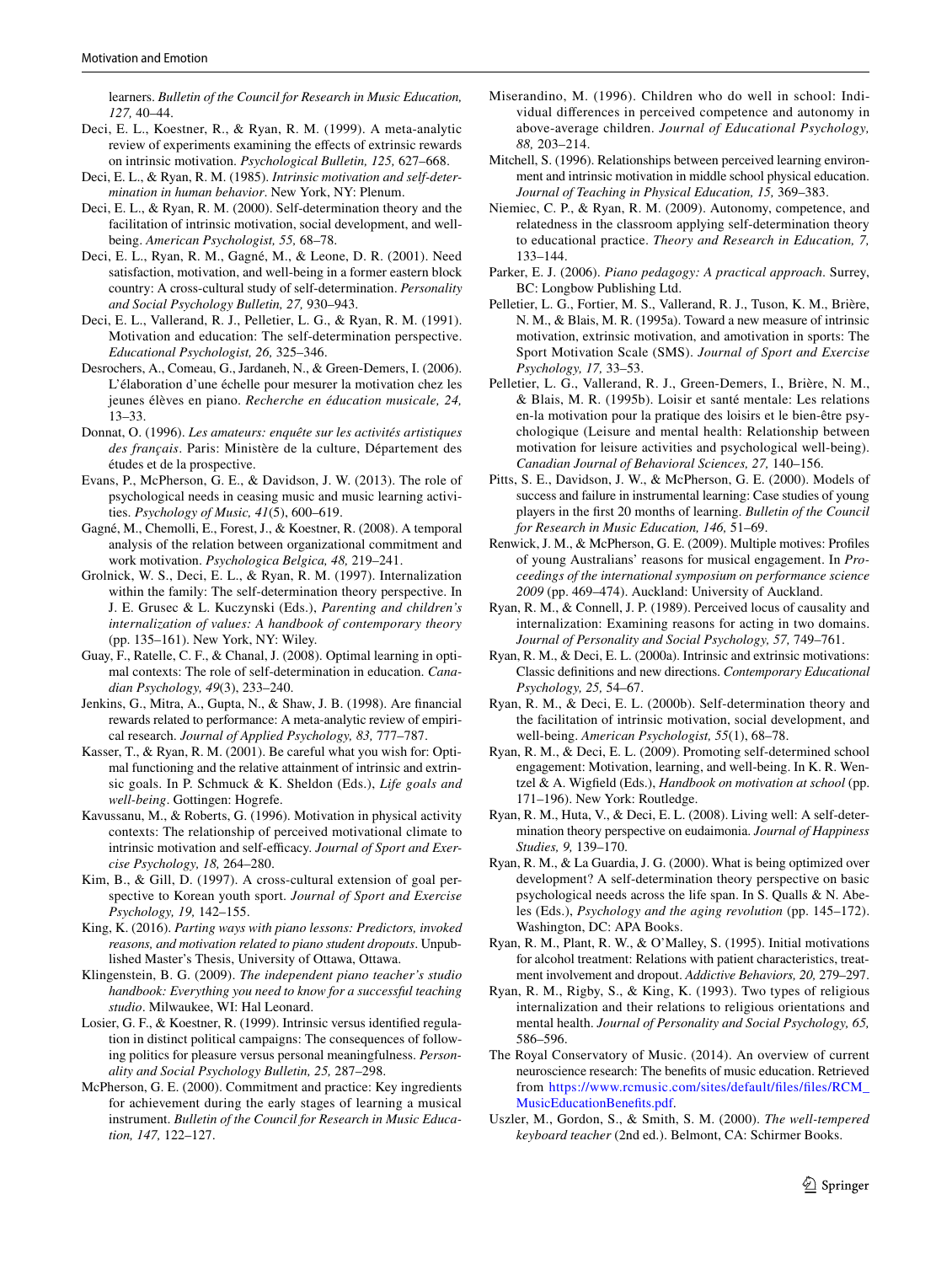learners. *Bulletin of the Council for Research in Music Education, 127,* 40–44.

Deci, E. L., Koestner, R., & Ryan, R. M. (1999). A meta-analytic review of experiments examining the effects of extrinsic rewards on intrinsic motivation. *Psychological Bulletin, 125,* 627–668.

Deci, E. L., & Ryan, R. M. (1985). *Intrinsic motivation and self-determination in human behavior*. New York, NY: Plenum.

Deci, E. L., & Ryan, R. M. (2000). Self-determination theory and the facilitation of intrinsic motivation, social development, and well-being. *American Psychologist, 55,* 68–78.

Deci, E. L., Ryan, R. M., Gagné, M., & Leone, D. R. (2001). Need satisfaction, motivation, and well-being in a former eastern block country: A cross-cultural study of self-determination. *Personality and Social Psychology Bulletin, 27,* 930–943.

Deci, E. L., Vallerand, R. J., Pelletier, L. G., & Ryan, R. M. (1991). Motivation and education: The self-determination perspective. *Educational Psychologist, 26,* 325–346.

Desrochers, A., Comeau, G., Jardaneh, N., & Green-Demers, I. (2006). L'élaboration d'une échelle pour mesurer la motivation chez les jeunes élèves en piano. *Recherche en éducation musicale, 24,* 13–33.

Donnat, O. (1996). *Les amateurs: enquête sur les activités artistiques des français*. Paris: Ministère de la culture, Département des études et de la prospective.

Evans, P., McPherson, G. E., & Davidson, J. W. (2013). The role of psychological needs in ceasing music and music learning activities. *Psychology of Music, 41*(5), 600–619.

Gagné, M., Chemolli, E., Forest, J., & Koestner, R. (2008). A temporal analysis of the relation between organizational commitment and work motivation. *Psychologica Belgica, 48,* 219–241.

Grolnick, W. S., Deci, E. L., & Ryan, R. M. (1997). Internalization within the family: The self-determination theory perspective. In J. E. Grusec & L. Kuczynski (Eds.), *Parenting and children's internalization of values: A handbook of contemporary theory* (pp. 135–161). New York, NY: Wiley.

Guay, F., Ratelle, C. F., & Chanal, J. (2008). Optimal learning in optimal contexts: The role of self-determination in education. *Canadian Psychology, 49*(3), 233–240.

Jenkins, G., Mitra, A., Gupta, N., & Shaw, J. B. (1998). Are financial rewards related to performance: A meta-analytic review of empirical research. *Journal of Applied Psychology, 83,* 777–787.

Kasser, T., & Ryan, R. M. (2001). Be careful what you wish for: Optimal functioning and the relative attainment of intrinsic and extrinsic goals. In P. Schmuck & K. Sheldon (Eds.), *Life goals and well-being*. Gottingen: Hogrefe.

Kavussanu, M., & Roberts, G. (1996). Motivation in physical activity contexts: The relationship of perceived motivational climate to intrinsic motivation and self-efficacy. *Journal of Sport and Exercise Psychology, 18,* 264–280.

Kim, B., & Gill, D. (1997). A cross-cultural extension of goal perspective to Korean youth sport. *Journal of Sport and Exercise Psychology, 19,* 142–155.

King, K. (2016). *Parting ways with piano lessons: Predictors, invoked reasons, and motivation related to piano student dropouts*. Unpublished Master's Thesis, University of Ottawa, Ottawa.

Klingenstein, B. G. (2009). *The independent piano teacher's studio handbook: Everything you need to know for a successful teaching studio*. Milwaukee, WI: Hal Leonard.

Losier, G. F., & Koestner, R. (1999). Intrinsic versus identified regulation in distinct political campaigns: The consequences of following politics for pleasure versus personal meaningfulness. *Personality and Social Psychology Bulletin, 25,* 287–298.

McPherson, G. E. (2000). Commitment and practice: Key ingredients for achievement during the early stages of learning a musical instrument. *Bulletin of the Council for Research in Music Education, 147,* 122–127.

Miserandino, M. (1996). Children who do well in school: Individual differences in perceived competence and autonomy in above-average children. *Journal of Educational Psychology, 88,* 203–214.

Mitchell, S. (1996). Relationships between perceived learning environment and intrinsic motivation in middle school physical education. *Journal of Teaching in Physical Education, 15,* 369–383.

Niemiec, C. P., & Ryan, R. M. (2009). Autonomy, competence, and relatedness in the classroom applying self-determination theory to educational practice. *Theory and Research in Education, 7,* 133–144.

Parker, E. J. (2006). *Piano pedagogy: A practical approach*. Surrey, BC: Longbow Publishing Ltd.

Pelletier, L. G., Fortier, M. S., Vallerand, R. J., Tuson, K. M., Brière, N. M., & Blais, M. R. (1995a). Toward a new measure of intrinsic motivation, extrinsic motivation, and amotivation in sports: The Sport Motivation Scale (SMS). *Journal of Sport and Exercise Psychology, 17,* 33–53.

Pelletier, L. G., Vallerand, R. J., Green-Demers, I., Brière, N. M., & Blais, M. R. (1995b). Loisir et santé mentale: Les relations en-la motivation pour la pratique des loisirs et le bien-être psychologique (Leisure and mental health: Relationship between motivation for leisure activities and psychological well-being). *Canadian Journal of Behavioral Sciences, 27,* 140–156.

Pitts, S. E., Davidson, J. W., & McPherson, G. E. (2000). Models of success and failure in instrumental learning: Case studies of young players in the first 20 months of learning. *Bulletin of the Council for Research in Music Education, 146,* 51–69.

Renwick, J. M., & McPherson, G. E. (2009). Multiple motives: Profiles of young Australians' reasons for musical engagement. In *Proceedings of the international symposium on performance science 2009* (pp. 469–474). Auckland: University of Auckland.

Ryan, R. M., & Connell, J. P. (1989). Perceived locus of causality and internalization: Examining reasons for acting in two domains. *Journal of Personality and Social Psychology, 57,* 749–761.

Ryan, R. M., & Deci, E. L. (2000a). Intrinsic and extrinsic motivations: Classic definitions and new directions. *Contemporary Educational Psychology, 25,* 54–67.

Ryan, R. M., & Deci, E. L. (2000b). Self-determination theory and the facilitation of intrinsic motivation, social development, and well-being. *American Psychologist, 55*(1), 68–78.

Ryan, R. M., & Deci, E. L. (2009). Promoting self-determined school engagement: Motivation, learning, and well-being. In K. R. Wentzel & A. Wigfield (Eds.), *Handbook on motivation at school* (pp. 171–196). New York: Routledge.

Ryan, R. M., Huta, V., & Deci, E. L. (2008). Living well: A self-determination theory perspective on eudaimonia. *Journal of Happiness Studies, 9,* 139–170.

Ryan, R. M., & La Guardia, J. G. (2000). What is being optimized over development? A self-determination theory perspective on basic psychological needs across the life span. In S. Qualls & N. Abeles (Eds.), *Psychology and the aging revolution* (pp. 145–172). Washington, DC: APA Books.

Ryan, R. M., Plant, R. W., & O'Malley, S. (1995). Initial motivations for alcohol treatment: Relations with patient characteristics, treatment involvement and dropout. *Addictive Behaviors, 20,* 279–297.

Ryan, R. M., Rigby, S., & King, K. (1993). Two types of religious internalization and their relations to religious orientations and mental health. *Journal of Personality and Social Psychology, 65,* 586–596.

The Royal Conservatory of Music. (2014). An overview of current neuroscience research: The benefits of music education. Retrieved from https://www.rcmusic.com/sites/default/files/files/RCM_MusicEducationBenefits.pdf.

Uszler, M., Gordon, S., & Smith, S. M. (2000). *The well-tempered keyboard teacher* (2nd ed.). Belmont, CA: Schirmer Books.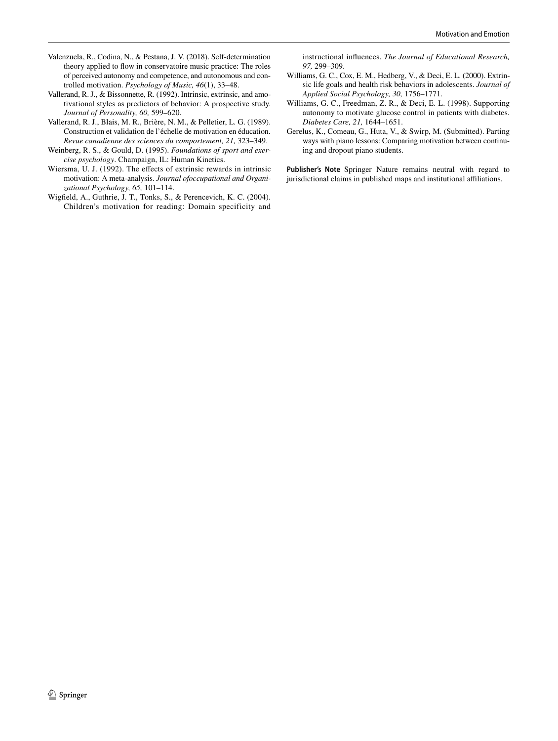Valenzuela, R., Codina, N., & Pestana, J. V. (2018). Self-determination theory applied to flow in conservatoire music practice: The roles of perceived autonomy and competence, and autonomous and controlled motivation. *Psychology of Music, 46*(1), 33–48.

Vallerand, R. J., & Bissonnette, R. (1992). Intrinsic, extrinsic, and amotivational styles as predictors of behavior: A prospective study. *Journal of Personality, 60,* 599–620.

Vallerand, R. J., Blais, M. R., Brière, N. M., & Pelletier, L. G. (1989). Construction et validation de l'échelle de motivation en éducation. *Revue canadienne des sciences du comportement, 21,* 323–349.

Weinberg, R. S., & Gould, D. (1995). *Foundations of sport and exercise psychology*. Champaign, IL: Human Kinetics.

Wiersma, U. J. (1992). The effects of extrinsic rewards in intrinsic motivation: A meta-analysis. *Journal ofoccupational and Organizational Psychology, 65,* 101–114.

Wigfield, A., Guthrie, J. T., Tonks, S., & Perencevich, K. C. (2004). Children's motivation for reading: Domain specificity and instructional influences. *The Journal of Educational Research, 97,* 299–309.

Williams, G. C., Cox, E. M., Hedberg, V., & Deci, E. L. (2000). Extrinsic life goals and health risk behaviors in adolescents. *Journal of Applied Social Psychology, 30,* 1756–1771.

Williams, G. C., Freedman, Z. R., & Deci, E. L. (1998). Supporting autonomy to motivate glucose control in patients with diabetes. *Diabetes Care, 21,* 1644–1651.

Gerelus, K., Comeau, G., Huta, V., & Swirp, M. (Submitted). Parting ways with piano lessons: Comparing motivation between continuing and dropout piano students.

**Publisher's Note** Springer Nature remains neutral with regard to jurisdictional claims in published maps and institutional affiliations.